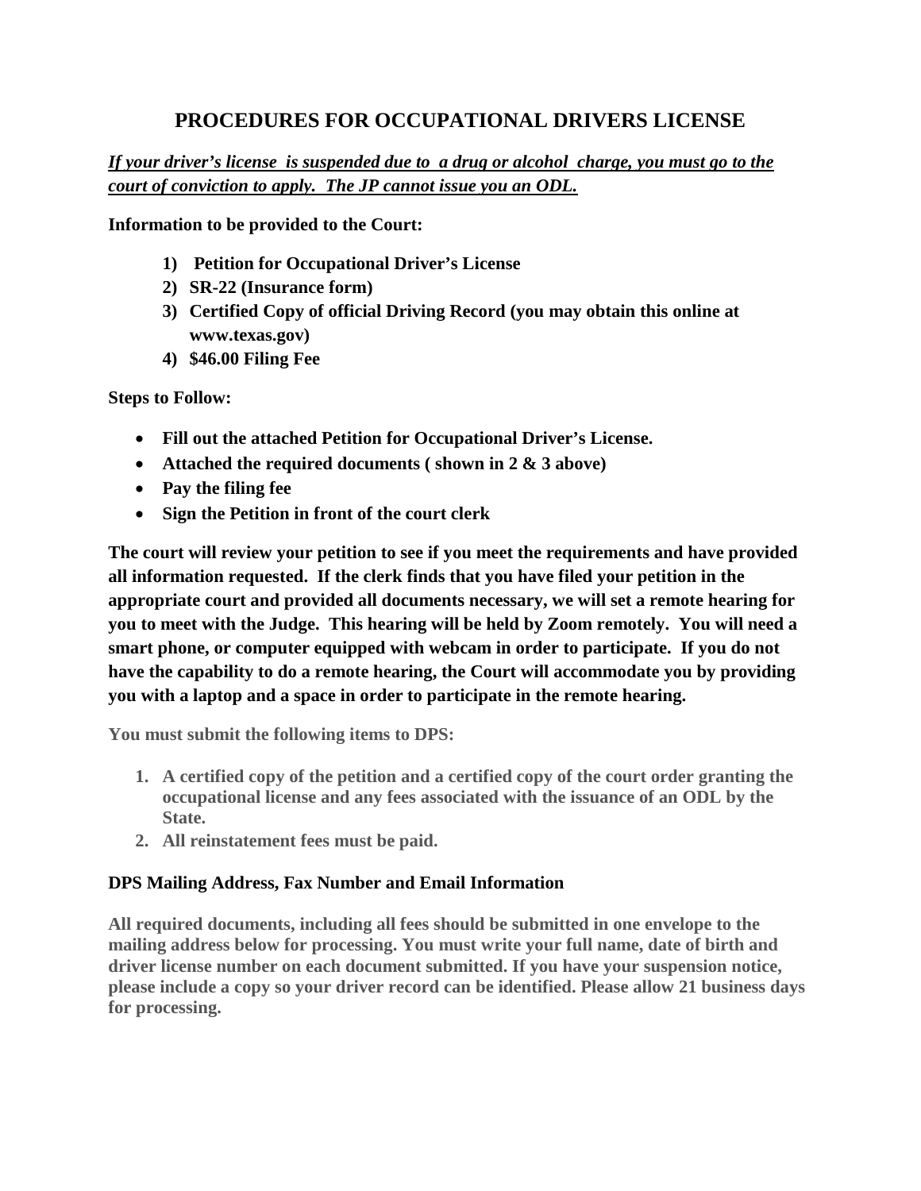# PROCEDURES FOR OCCUPATIONAL DRIVERS LICENSE

***If your driver's license is suspended due to a drug or alcohol charge, you must go to the court of conviction to apply. The JP cannot issue you an ODL.***

**Information to be provided to the Court:**

1) **Petition for Occupational Driver's License**
2) **SR-22 (Insurance form)**
3) **Certified Copy of official Driving Record (you may obtain this online at www.texas.gov)**
4) **$46.00 Filing Fee**

**Steps to Follow:**

- **Fill out the attached Petition for Occupational Driver's License.**
- **Attached the required documents ( shown in 2 & 3 above)**
- **Pay the filing fee**
- **Sign the Petition in front of the court clerk**

**The court will review your petition to see if you meet the requirements and have provided all information requested. If the clerk finds that you have filed your petition in the appropriate court and provided all documents necessary, we will set a remote hearing for you to meet with the Judge. This hearing will be held by Zoom remotely. You will need a smart phone, or computer equipped with webcam in order to participate. If you do not have the capability to do a remote hearing, the Court will accommodate you by providing you with a laptop and a space in order to participate in the remote hearing.**

**You must submit the following items to DPS:**

1. **A certified copy of the petition and a certified copy of the court order granting the occupational license and any fees associated with the issuance of an ODL by the State.**
2. **All reinstatement fees must be paid.**

### DPS Mailing Address, Fax Number and Email Information

**All required documents, including all fees should be submitted in one envelope to the mailing address below for processing. You must write your full name, date of birth and driver license number on each document submitted. If you have your suspension notice, please include a copy so your driver record can be identified. Please allow 21 business days for processing.**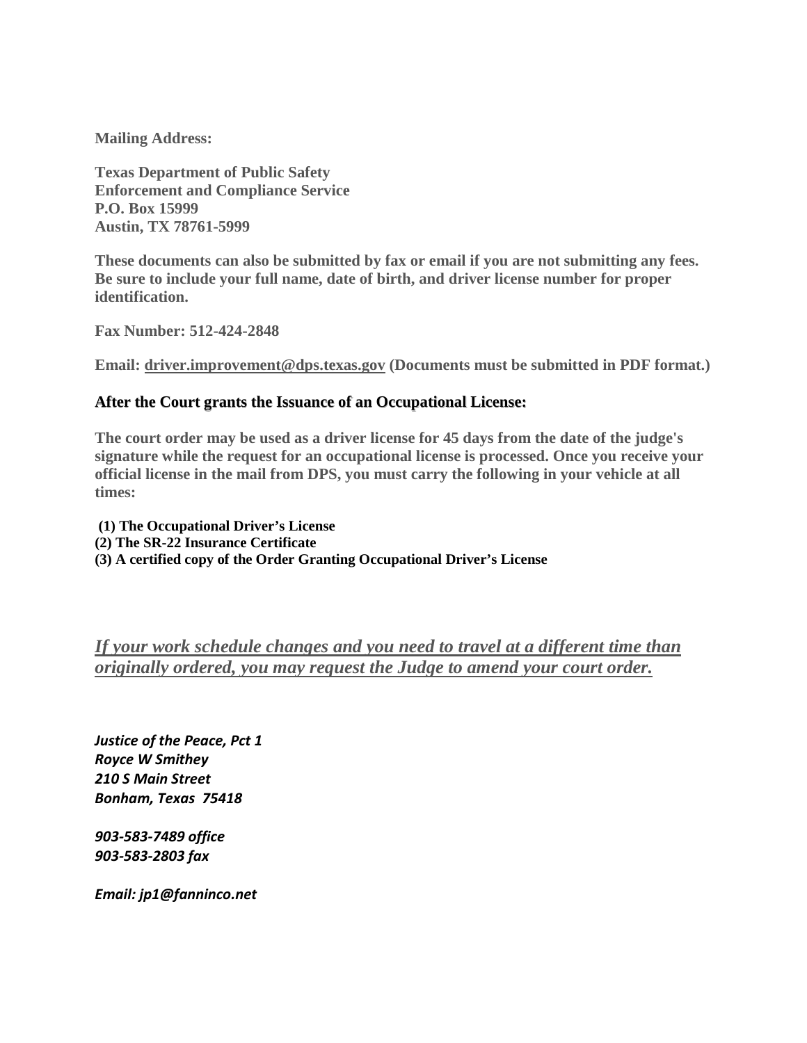**Mailing Address:**

**Texas Department of Public Safety**
**Enforcement and Compliance Service**
**P.O. Box 15999**
**Austin, TX 78761-5999**

**These documents can also be submitted by fax or email if you are not submitting any fees. Be sure to include your full name, date of birth, and driver license number for proper identification.**

**Fax Number: 512-424-2848**

**Email: driver.improvement@dps.texas.gov (Documents must be submitted in PDF format.)**

## After the Court grants the Issuance of an Occupational License:

**The court order may be used as a driver license for 45 days from the date of the judge's signature while the request for an occupational license is processed. Once you receive your official license in the mail from DPS, you must carry the following in your vehicle at all times:**

**(1) The Occupational Driver's License**
**(2) The SR-22 Insurance Certificate**
**(3) A certified copy of the Order Granting Occupational Driver's License**

***If your work schedule changes and you need to travel at a different time than originally ordered, you may request the Judge to amend your court order.***

***Justice of the Peace, Pct 1***
***Royce W Smithey***
***210 S Main Street***
***Bonham, Texas 75418***

***903-583-7489 office***
***903-583-2803 fax***

***Email: jp1@fanninco.net***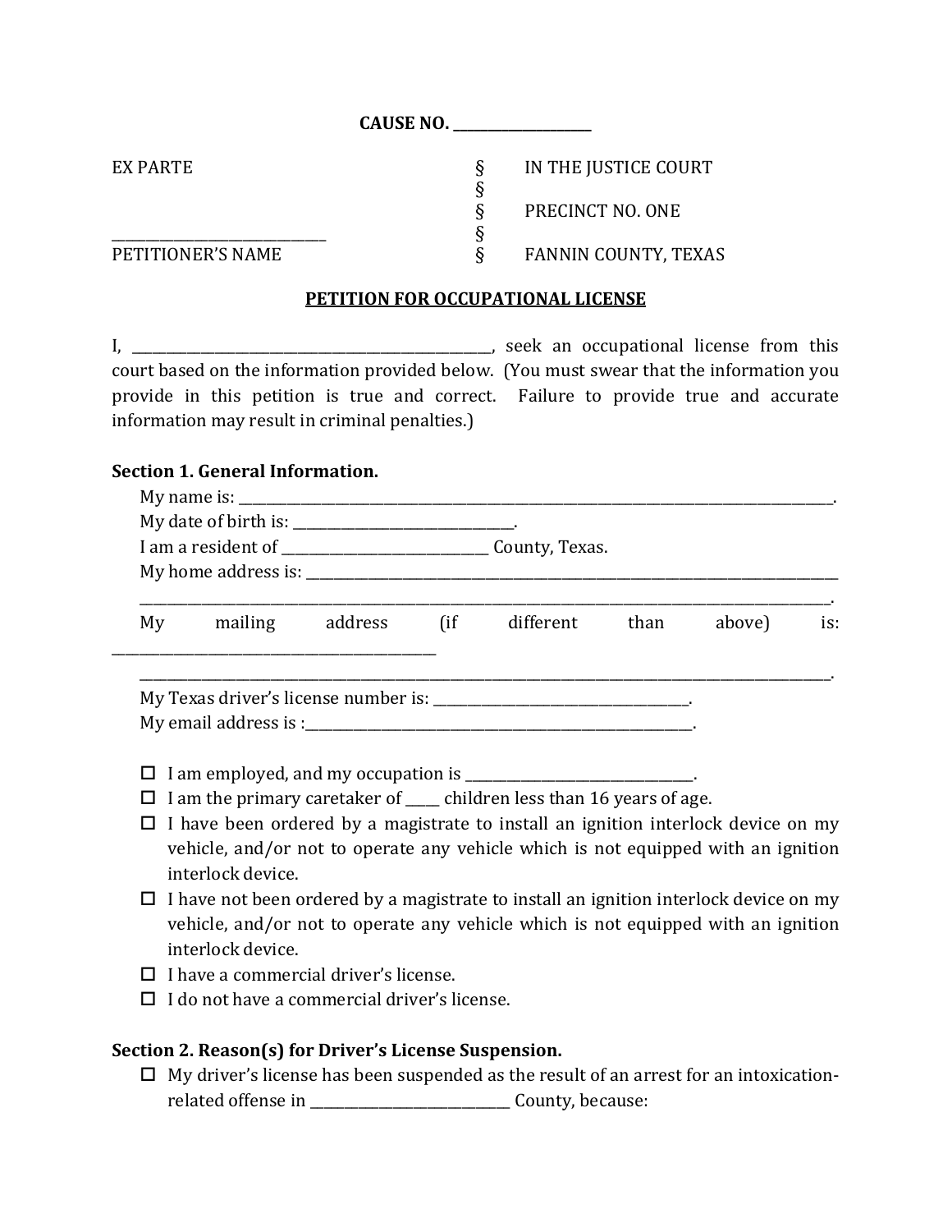**CAUSE NO. ___________________**

| | | |
|---|---|---|
| EX PARTE | § | IN THE JUSTICE COURT |
| | § | |
| | § | PRECINCT NO. ONE |
| ____________________________ | § | |
| PETITIONER'S NAME | § | FANNIN COUNTY, TEXAS |

**PETITION FOR OCCUPATIONAL LICENSE**

I, ___________________________________________________, seek an occupational license from this court based on the information provided below. (You must swear that the information you provide in this petition is true and correct. Failure to provide true and accurate information may result in criminal penalties.)

**Section 1. General Information.**

My name is: ________________________________________________________________________________________.

My date of birth is: _______________________________.

I am a resident of _____________________________ County, Texas.

My home address is: _____________________________________________________________________________

_____________________________________________________________________________________________.

My mailing address (if different than above) is: _____________________________________________

_____________________________________________________________________________________________.

My Texas driver's license number is: ___________________________________.

My email address is :________________________________________________________.

- ☐ I am employed, and my occupation is ________________________________.
- ☐ I am the primary caretaker of _____ children less than 16 years of age.
- ☐ I have been ordered by a magistrate to install an ignition interlock device on my vehicle, and/or not to operate any vehicle which is not equipped with an ignition interlock device.
- ☐ I have not been ordered by a magistrate to install an ignition interlock device on my vehicle, and/or not to operate any vehicle which is not equipped with an ignition interlock device.
- ☐ I have a commercial driver's license.
- ☐ I do not have a commercial driver's license.

**Section 2. Reason(s) for Driver's License Suspension.**

- ☐ My driver's license has been suspended as the result of an arrest for an intoxication-related offense in _____________________________ County, because: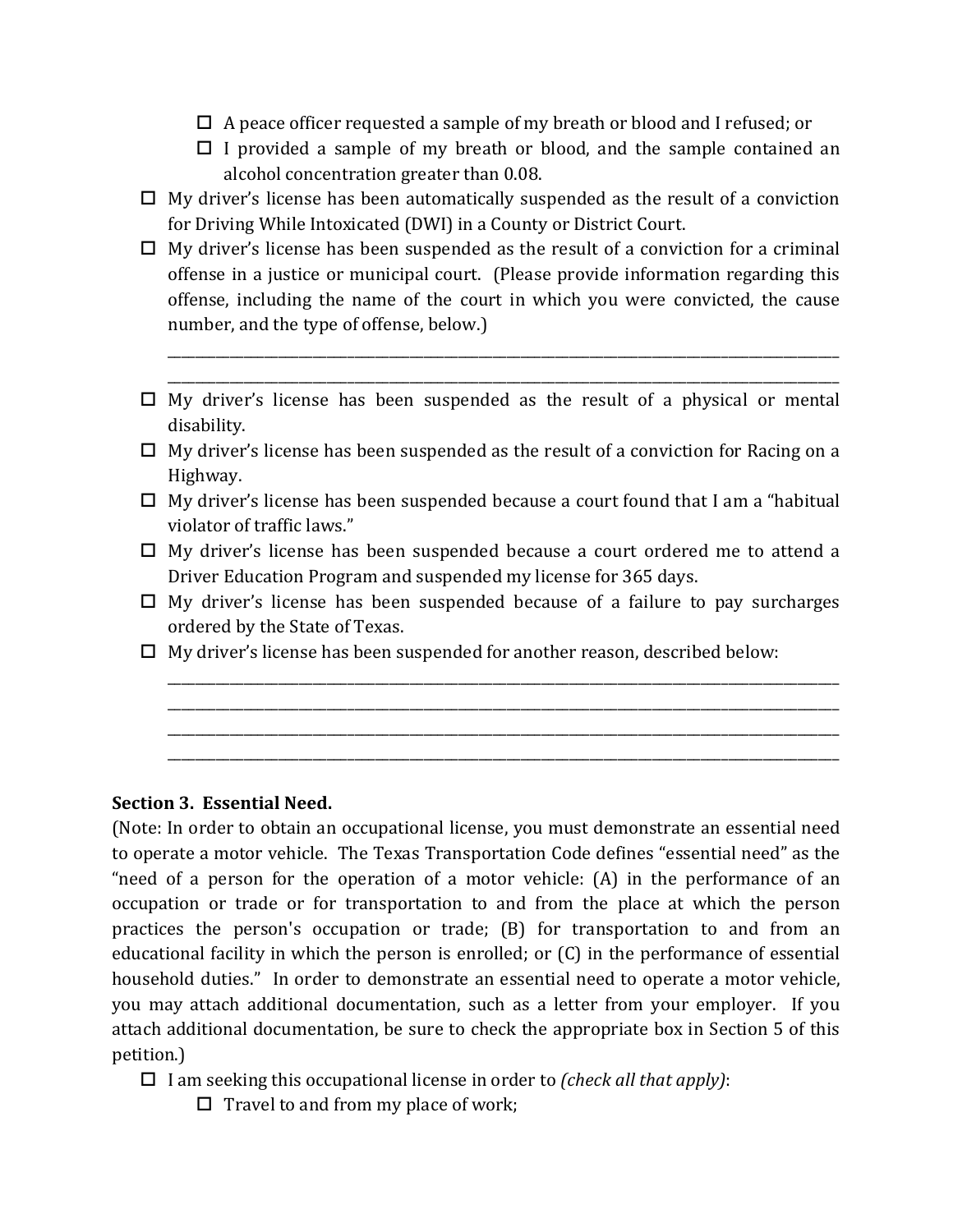- ☐ A peace officer requested a sample of my breath or blood and I refused; or
  - ☐ I provided a sample of my breath or blood, and the sample contained an alcohol concentration greater than 0.08.
- ☐ My driver's license has been automatically suspended as the result of a conviction for Driving While Intoxicated (DWI) in a County or District Court.
- ☐ My driver's license has been suspended as the result of a conviction for a criminal offense in a justice or municipal court. (Please provide information regarding this offense, including the name of the court in which you were convicted, the cause number, and the type of offense, below.)

  ______________________________________________________________________________
  ______________________________________________________________________________
- ☐ My driver's license has been suspended as the result of a physical or mental disability.
- ☐ My driver's license has been suspended as the result of a conviction for Racing on a Highway.
- ☐ My driver's license has been suspended because a court found that I am a "habitual violator of traffic laws."
- ☐ My driver's license has been suspended because a court ordered me to attend a Driver Education Program and suspended my license for 365 days.
- ☐ My driver's license has been suspended because of a failure to pay surcharges ordered by the State of Texas.
- ☐ My driver's license has been suspended for another reason, described below:

  ______________________________________________________________________________
  ______________________________________________________________________________
  ______________________________________________________________________________
  ______________________________________________________________________________

**Section 3. Essential Need.**

(Note: In order to obtain an occupational license, you must demonstrate an essential need to operate a motor vehicle. The Texas Transportation Code defines "essential need" as the "need of a person for the operation of a motor vehicle: (A) in the performance of an occupation or trade or for transportation to and from the place at which the person practices the person's occupation or trade; (B) for transportation to and from an educational facility in which the person is enrolled; or (C) in the performance of essential household duties." In order to demonstrate an essential need to operate a motor vehicle, you may attach additional documentation, such as a letter from your employer. If you attach additional documentation, be sure to check the appropriate box in Section 5 of this petition.)

- ☐ I am seeking this occupational license in order to *(check all that apply)*:
  - ☐ Travel to and from my place of work;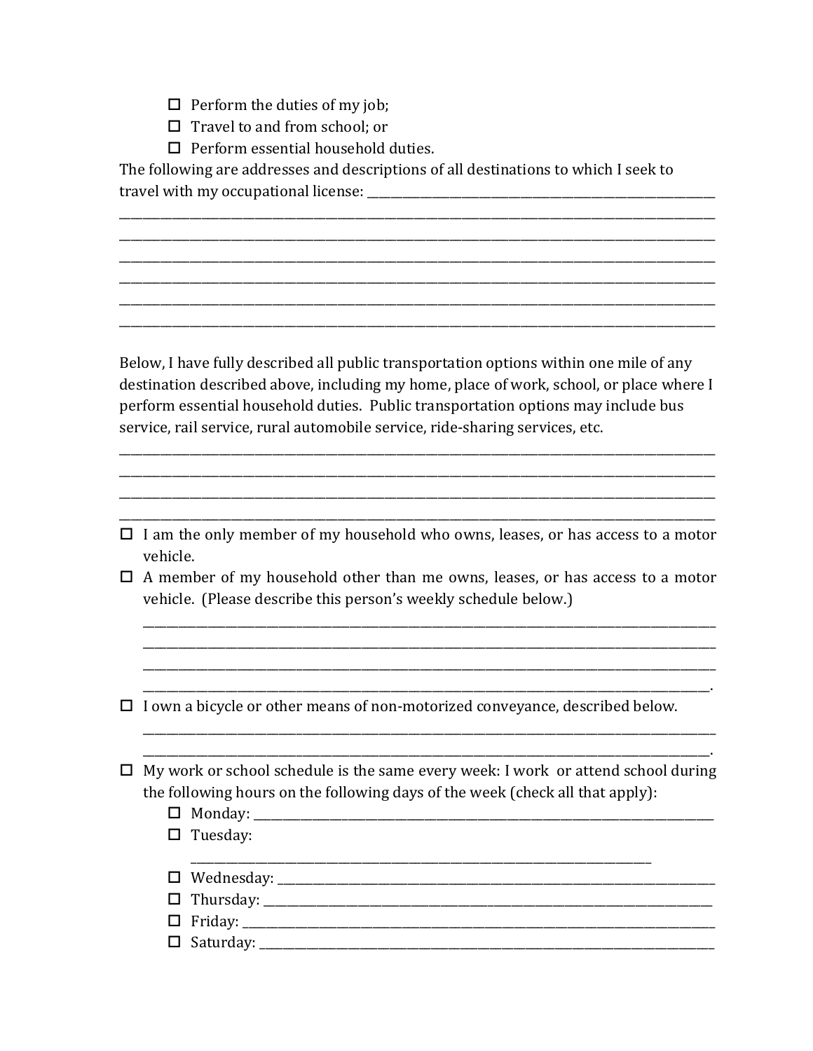- ☐ Perform the duties of my job;
- ☐ Travel to and from school; or
- ☐ Perform essential household duties.

The following are addresses and descriptions of all destinations to which I seek to travel with my occupational license: ______________________________________________

______________________________________________________________________________

______________________________________________________________________________

______________________________________________________________________________

______________________________________________________________________________

______________________________________________________________________________

______________________________________________________________________________

Below, I have fully described all public transportation options within one mile of any destination described above, including my home, place of work, school, or place where I perform essential household duties. Public transportation options may include bus service, rail service, rural automobile service, ride-sharing services, etc.

______________________________________________________________________________

______________________________________________________________________________

______________________________________________________________________________

______________________________________________________________________________

- ☐ I am the only member of my household who owns, leases, or has access to a motor vehicle.
- ☐ A member of my household other than me owns, leases, or has access to a motor vehicle. (Please describe this person's weekly schedule below.)

  ____________________________________________________________________________

  ____________________________________________________________________________

  ____________________________________________________________________________

  ____________________________________________________________________________.
- ☐ I own a bicycle or other means of non-motorized conveyance, described below.

  ____________________________________________________________________________

  ____________________________________________________________________________.
- ☐ My work or school schedule is the same every week: I work or attend school during the following hours on the following days of the week (check all that apply):
  - ☐ Monday: ______________________________________________________________
  - ☐ Tuesday:

    ______________________________________________________________
  - ☐ Wednesday: ____________________________________________________________
  - ☐ Thursday: _____________________________________________________________
  - ☐ Friday: _______________________________________________________________
  - ☐ Saturday: _____________________________________________________________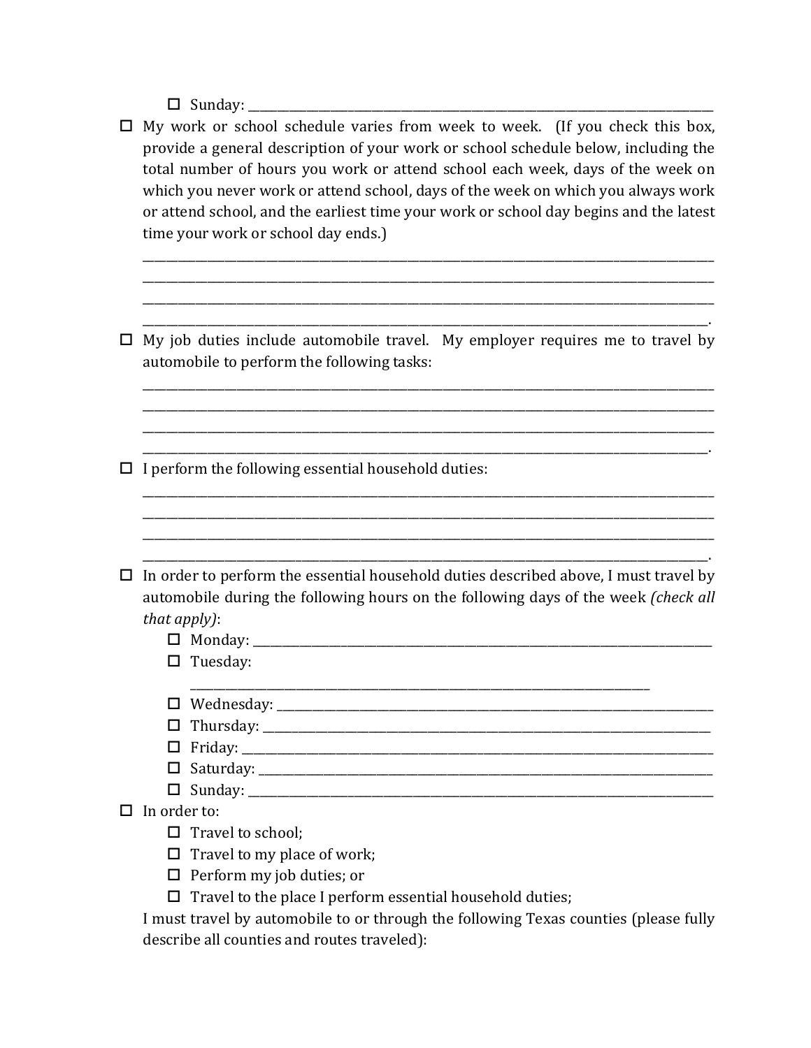- ☐ Sunday: ______________________________________________________________

☐ My work or school schedule varies from week to week. (If you check this box, provide a general description of your work or school schedule below, including the total number of hours you work or attend school each week, days of the week on which you never work or attend school, days of the week on which you always work or attend school, and the earliest time your work or school day begins and the latest time your work or school day ends.)

______________________________________________________________________________
______________________________________________________________________________
______________________________________________________________________________
______________________________________________________________________________.

☐ My job duties include automobile travel. My employer requires me to travel by automobile to perform the following tasks:

______________________________________________________________________________
______________________________________________________________________________
______________________________________________________________________________
______________________________________________________________________________.

☐ I perform the following essential household duties:

______________________________________________________________________________
______________________________________________________________________________
______________________________________________________________________________
______________________________________________________________________________.

☐ In order to perform the essential household duties described above, I must travel by automobile during the following hours on the following days of the week *(check all that apply)*:

- ☐ Monday: ______________________________________________________________
- ☐ Tuesday: ______________________________________________________________
- ☐ Wednesday: ____________________________________________________________
- ☐ Thursday: _____________________________________________________________
- ☐ Friday: _______________________________________________________________
- ☐ Saturday: _____________________________________________________________
- ☐ Sunday: _______________________________________________________________

☐ In order to:

- ☐ Travel to school;
- ☐ Travel to my place of work;
- ☐ Perform my job duties; or
- ☐ Travel to the place I perform essential household duties;

I must travel by automobile to or through the following Texas counties (please fully describe all counties and routes traveled):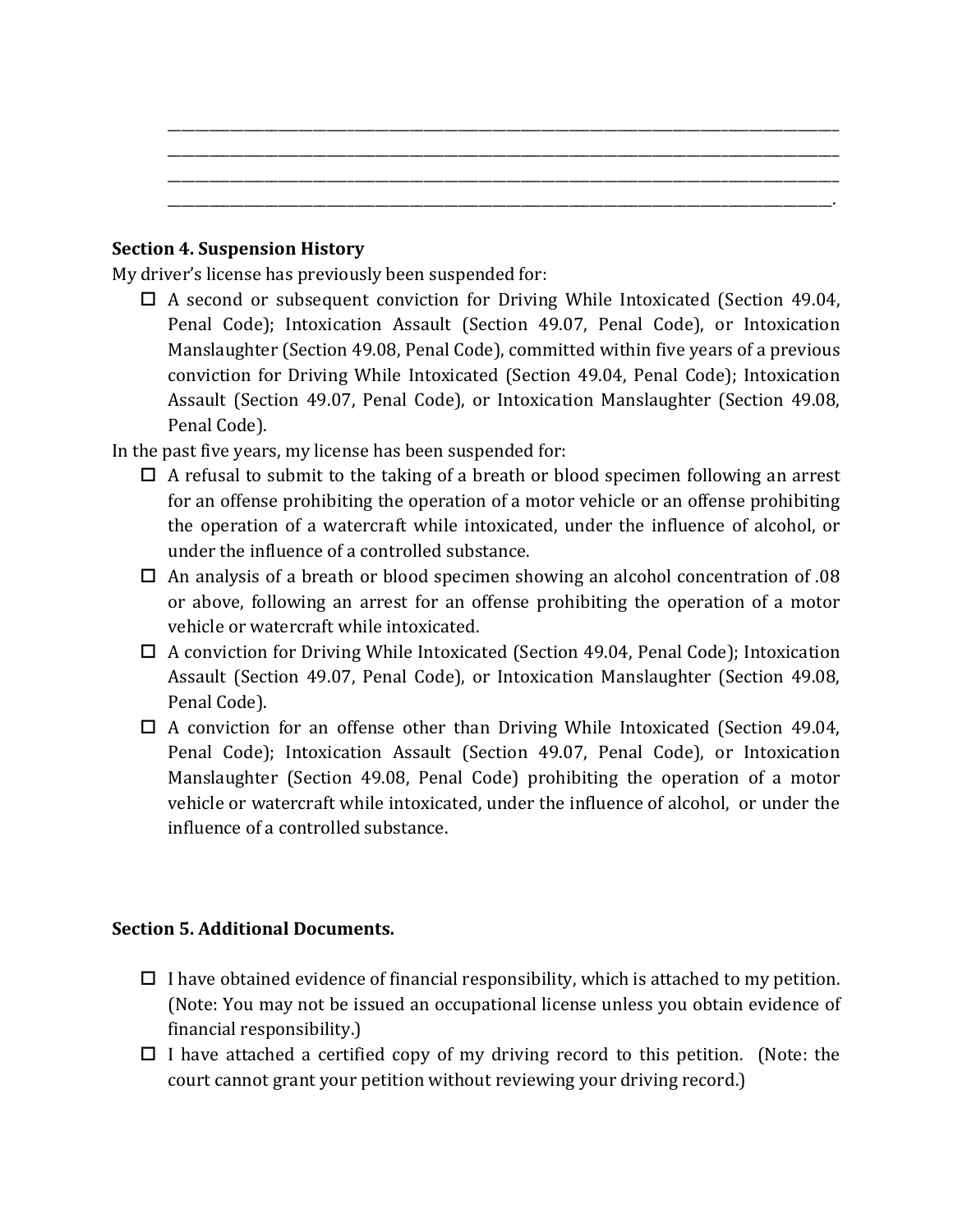\_\_\_\_\_\_\_\_\_\_\_\_\_\_\_\_\_\_\_\_\_\_\_\_\_\_\_\_\_\_\_\_\_\_\_\_\_\_\_\_\_\_\_\_\_\_\_\_\_\_\_\_\_\_\_\_\_\_\_\_\_\_\_\_\_\_\_\_\_\_\_\_\_\_\_\_\_\_\_\_\_\_\_\_\_\_\_
\_\_\_\_\_\_\_\_\_\_\_\_\_\_\_\_\_\_\_\_\_\_\_\_\_\_\_\_\_\_\_\_\_\_\_\_\_\_\_\_\_\_\_\_\_\_\_\_\_\_\_\_\_\_\_\_\_\_\_\_\_\_\_\_\_\_\_\_\_\_\_\_\_\_\_\_\_\_\_\_\_\_\_\_\_\_\_
\_\_\_\_\_\_\_\_\_\_\_\_\_\_\_\_\_\_\_\_\_\_\_\_\_\_\_\_\_\_\_\_\_\_\_\_\_\_\_\_\_\_\_\_\_\_\_\_\_\_\_\_\_\_\_\_\_\_\_\_\_\_\_\_\_\_\_\_\_\_\_\_\_\_\_\_\_\_\_\_\_\_\_\_\_\_\_
\_\_\_\_\_\_\_\_\_\_\_\_\_\_\_\_\_\_\_\_\_\_\_\_\_\_\_\_\_\_\_\_\_\_\_\_\_\_\_\_\_\_\_\_\_\_\_\_\_\_\_\_\_\_\_\_\_\_\_\_\_\_\_\_\_\_\_\_\_\_\_\_\_\_\_\_\_\_\_\_\_\_\_\_\_\_.

**Section 4. Suspension History**

My driver's license has previously been suspended for:

- ☐ A second or subsequent conviction for Driving While Intoxicated (Section 49.04, Penal Code); Intoxication Assault (Section 49.07, Penal Code), or Intoxication Manslaughter (Section 49.08, Penal Code), committed within five years of a previous conviction for Driving While Intoxicated (Section 49.04, Penal Code); Intoxication Assault (Section 49.07, Penal Code), or Intoxication Manslaughter (Section 49.08, Penal Code).

In the past five years, my license has been suspended for:

- ☐ A refusal to submit to the taking of a breath or blood specimen following an arrest for an offense prohibiting the operation of a motor vehicle or an offense prohibiting the operation of a watercraft while intoxicated, under the influence of alcohol, or under the influence of a controlled substance.
- ☐ An analysis of a breath or blood specimen showing an alcohol concentration of .08 or above, following an arrest for an offense prohibiting the operation of a motor vehicle or watercraft while intoxicated.
- ☐ A conviction for Driving While Intoxicated (Section 49.04, Penal Code); Intoxication Assault (Section 49.07, Penal Code), or Intoxication Manslaughter (Section 49.08, Penal Code).
- ☐ A conviction for an offense other than Driving While Intoxicated (Section 49.04, Penal Code); Intoxication Assault (Section 49.07, Penal Code), or Intoxication Manslaughter (Section 49.08, Penal Code) prohibiting the operation of a motor vehicle or watercraft while intoxicated, under the influence of alcohol, or under the influence of a controlled substance.

**Section 5. Additional Documents.**

- ☐ I have obtained evidence of financial responsibility, which is attached to my petition. (Note: You may not be issued an occupational license unless you obtain evidence of financial responsibility.)
- ☐ I have attached a certified copy of my driving record to this petition. (Note: the court cannot grant your petition without reviewing your driving record.)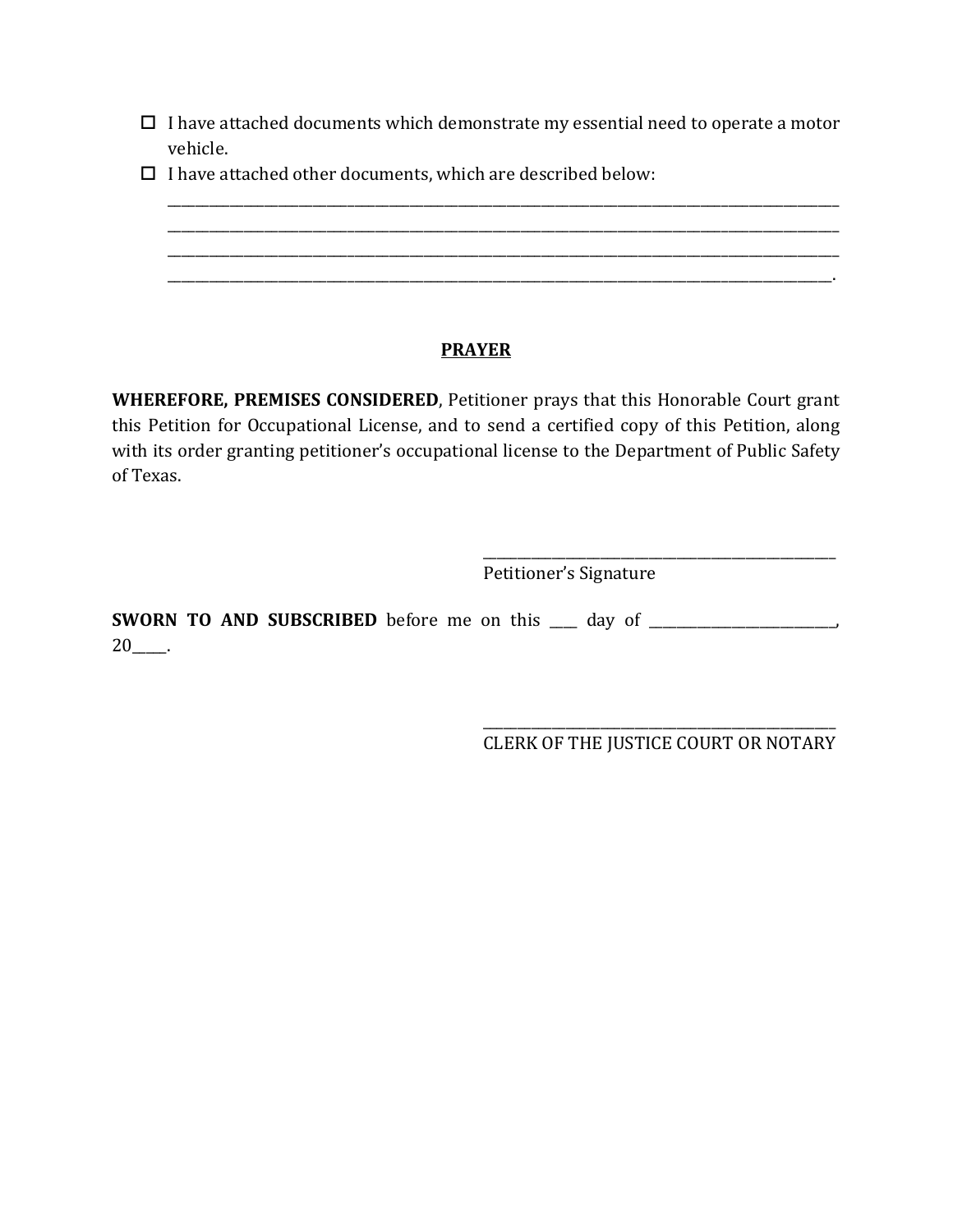- ☐ I have attached documents which demonstrate my essential need to operate a motor vehicle.
- ☐ I have attached other documents, which are described below:
  ____________________________________________________________________________________
  ____________________________________________________________________________________
  ____________________________________________________________________________________
  ___________________________________________________________________________________.

## PRAYER

**WHEREFORE, PREMISES CONSIDERED**, Petitioner prays that this Honorable Court grant this Petition for Occupational License, and to send a certified copy of this Petition, along with its order granting petitioner's occupational license to the Department of Public Safety of Texas.

_____________________________________________
Petitioner's Signature

**SWORN TO AND SUBSCRIBED** before me on this ____ day of ________________________, 20_____.

_____________________________________________
CLERK OF THE JUSTICE COURT OR NOTARY